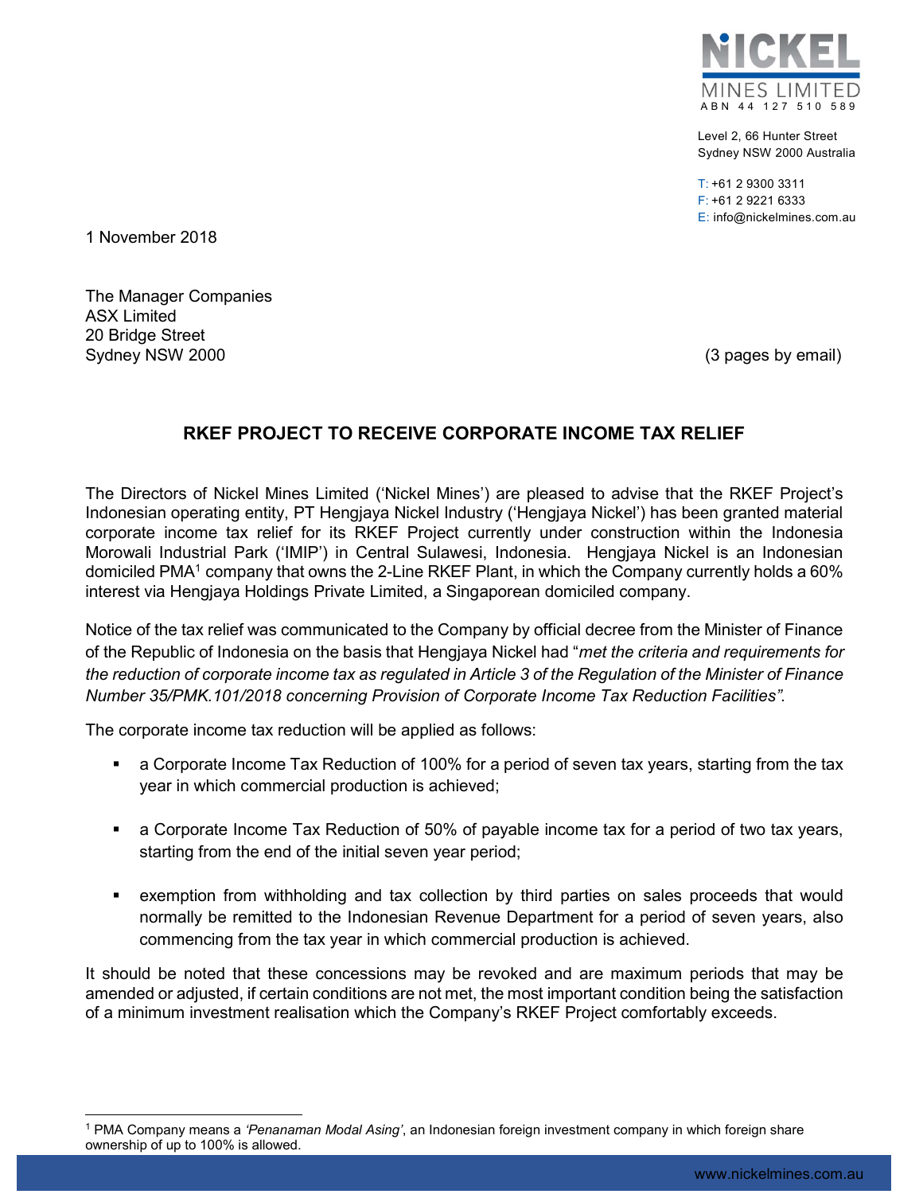**NICKEL MINES LIMITED**
ABN 44 127 510 589

Level 2, 66 Hunter Street
Sydney NSW 2000 Australia

T: +61 2 9300 3311
F: +61 2 9221 6333
E: info@nickelmines.com.au

1 November 2018

The Manager Companies
ASX Limited
20 Bridge Street
Sydney NSW 2000

(3 pages by email)

## RKEF PROJECT TO RECEIVE CORPORATE INCOME TAX RELIEF

The Directors of Nickel Mines Limited ('Nickel Mines') are pleased to advise that the RKEF Project's Indonesian operating entity, PT Hengjaya Nickel Industry ('Hengjaya Nickel') has been granted material corporate income tax relief for its RKEF Project currently under construction within the Indonesia Morowali Industrial Park ('IMIP') in Central Sulawesi, Indonesia. Hengjaya Nickel is an Indonesian domiciled PMA[1] company that owns the 2-Line RKEF Plant, in which the Company currently holds a 60% interest via Hengjaya Holdings Private Limited, a Singaporean domiciled company.

Notice of the tax relief was communicated to the Company by official decree from the Minister of Finance of the Republic of Indonesia on the basis that Hengjaya Nickel had "*met the criteria and requirements for the reduction of corporate income tax as regulated in Article 3 of the Regulation of the Minister of Finance Number 35/PMK.101/2018 concerning Provision of Corporate Income Tax Reduction Facilities".*

The corporate income tax reduction will be applied as follows:

- a Corporate Income Tax Reduction of 100% for a period of seven tax years, starting from the tax year in which commercial production is achieved;
- a Corporate Income Tax Reduction of 50% of payable income tax for a period of two tax years, starting from the end of the initial seven year period;
- exemption from withholding and tax collection by third parties on sales proceeds that would normally be remitted to the Indonesian Revenue Department for a period of seven years, also commencing from the tax year in which commercial production is achieved.

It should be noted that these concessions may be revoked and are maximum periods that may be amended or adjusted, if certain conditions are not met, the most important condition being the satisfaction of a minimum investment realisation which the Company's RKEF Project comfortably exceeds.

[1] PMA Company means a *'Penanaman Modal Asing'*, an Indonesian foreign investment company in which foreign share ownership of up to 100% is allowed.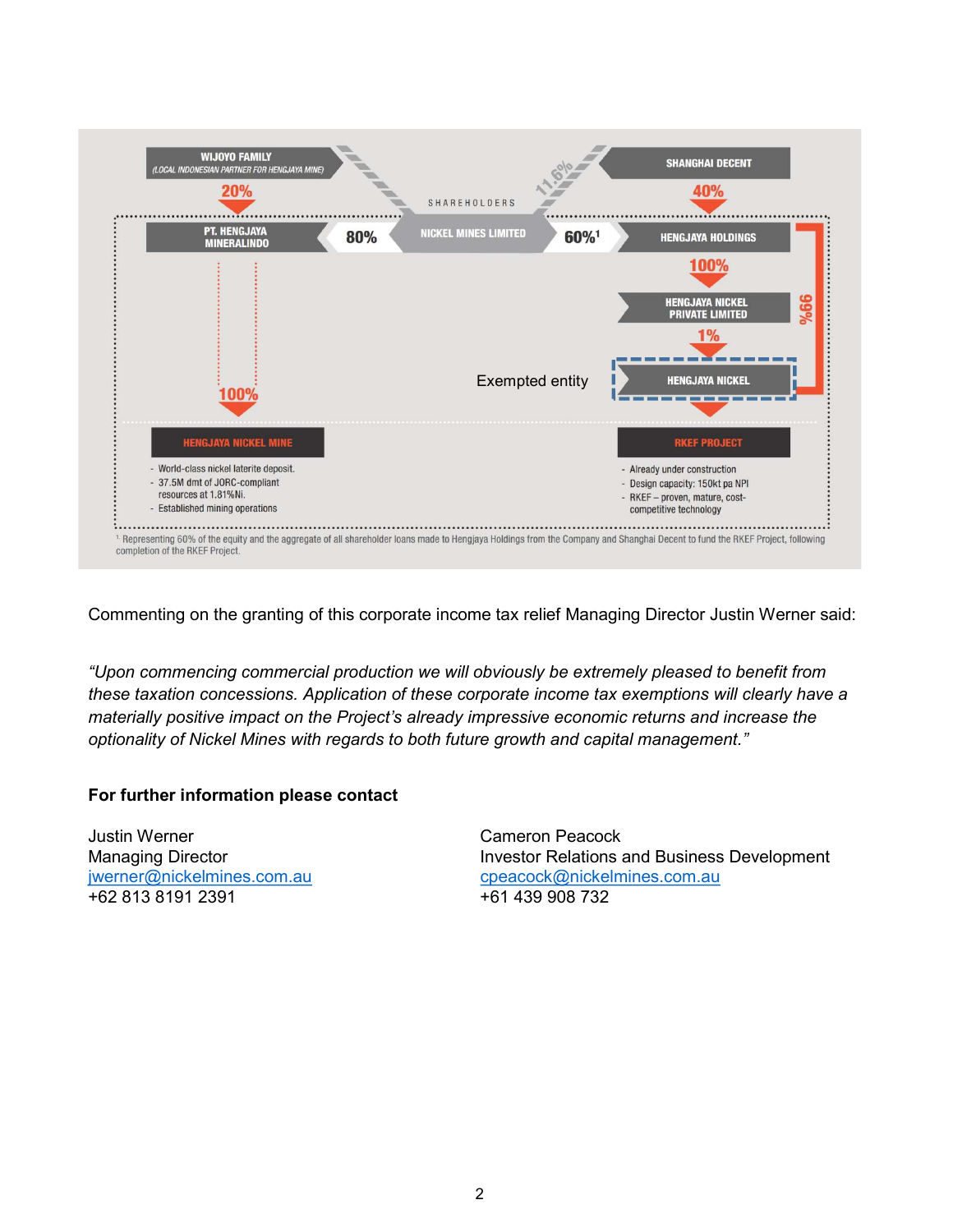WIJOYO FAMILY
(LOCAL INDONESIAN PARTNER FOR HENGJAYA MINE)

SHANGHAI DECENT

SHAREHOLDERS

11.6%

20%

40%

PT. HENGJAYA MINERALINDO

80%

NICKEL MINES LIMITED

60%[1]

HENGJAYA HOLDINGS

100%

HENGJAYA NICKEL PRIVATE LIMITED

99%

1%

Exempted entity

HENGJAYA NICKEL

100%

**HENGJAYA NICKEL MINE**

- World-class nickel laterite deposit.
- 37.5M dmt of JORC-compliant resources at 1.81%Ni.
- Established mining operations

**RKEF PROJECT**

- Already under construction
- Design capacity: 150kt pa NPI
- RKEF – proven, mature, cost-competitive technology

[1] Representing 60% of the equity and the aggregate of all shareholder loans made to Hengjaya Holdings from the Company and Shanghai Decent to fund the RKEF Project, following completion of the RKEF Project.

Commenting on the granting of this corporate income tax relief Managing Director Justin Werner said:

*"Upon commencing commercial production we will obviously be extremely pleased to benefit from these taxation concessions. Application of these corporate income tax exemptions will clearly have a materially positive impact on the Project's already impressive economic returns and increase the optionality of Nickel Mines with regards to both future growth and capital management."*

**For further information please contact**

Justin Werner
Managing Director
jwerner@nickelmines.com.au
+62 813 8191 2391

Cameron Peacock
Investor Relations and Business Development
cpeacock@nickelmines.com.au
+61 439 908 732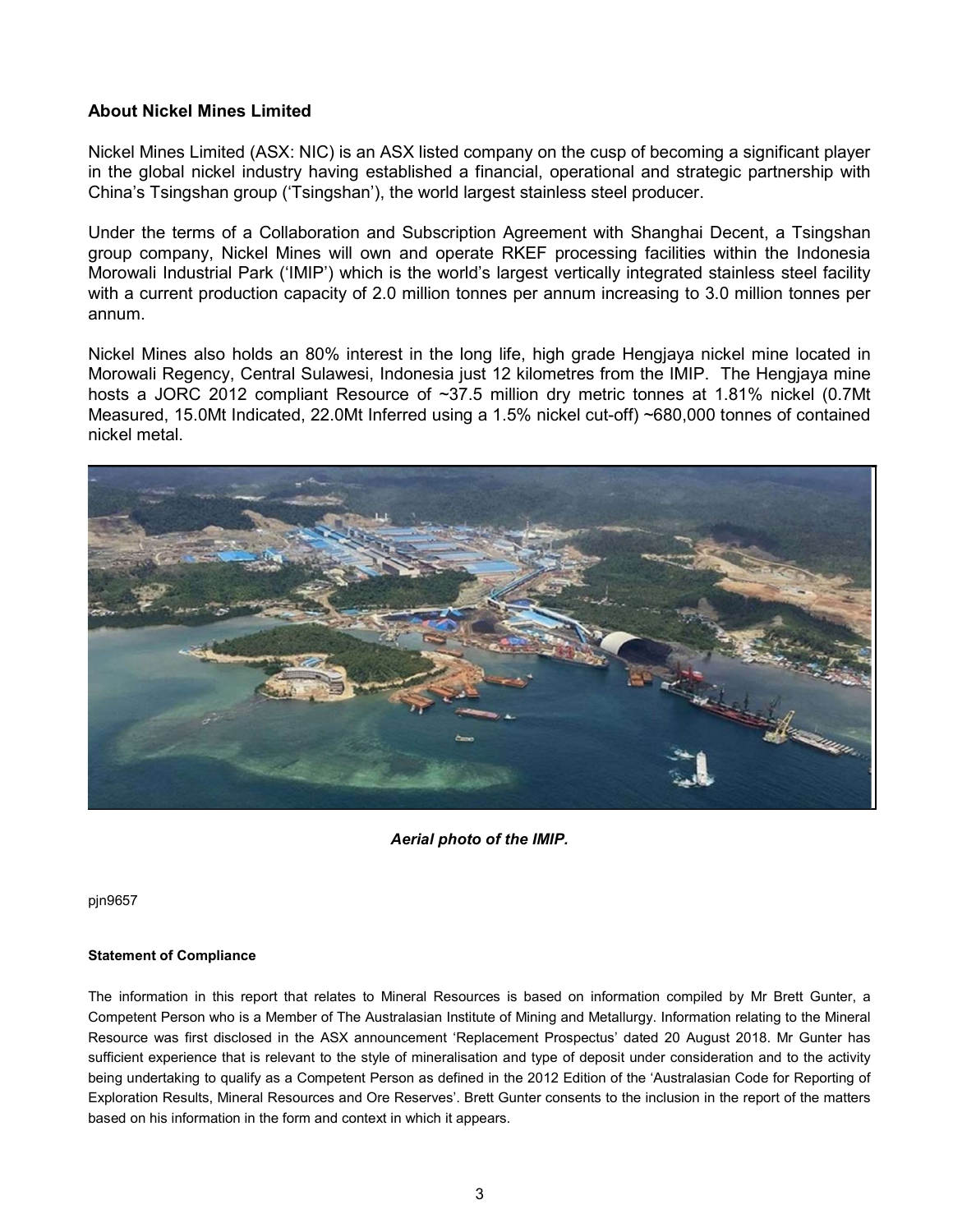**About Nickel Mines Limited**

Nickel Mines Limited (ASX: NIC) is an ASX listed company on the cusp of becoming a significant player in the global nickel industry having established a financial, operational and strategic partnership with China's Tsingshan group ('Tsingshan'), the world largest stainless steel producer.

Under the terms of a Collaboration and Subscription Agreement with Shanghai Decent, a Tsingshan group company, Nickel Mines will own and operate RKEF processing facilities within the Indonesia Morowali Industrial Park ('IMIP') which is the world's largest vertically integrated stainless steel facility with a current production capacity of 2.0 million tonnes per annum increasing to 3.0 million tonnes per annum.

Nickel Mines also holds an 80% interest in the long life, high grade Hengjaya nickel mine located in Morowali Regency, Central Sulawesi, Indonesia just 12 kilometres from the IMIP. The Hengjaya mine hosts a JORC 2012 compliant Resource of ~37.5 million dry metric tonnes at 1.81% nickel (0.7Mt Measured, 15.0Mt Indicated, 22.0Mt Inferred using a 1.5% nickel cut-off) ~680,000 tonnes of contained nickel metal.

***Aerial photo of the IMIP.***

pjn9657

**Statement of Compliance**

The information in this report that relates to Mineral Resources is based on information compiled by Mr Brett Gunter, a Competent Person who is a Member of The Australasian Institute of Mining and Metallurgy. Information relating to the Mineral Resource was first disclosed in the ASX announcement 'Replacement Prospectus' dated 20 August 2018. Mr Gunter has sufficient experience that is relevant to the style of mineralisation and type of deposit under consideration and to the activity being undertaking to qualify as a Competent Person as defined in the 2012 Edition of the 'Australasian Code for Reporting of Exploration Results, Mineral Resources and Ore Reserves'. Brett Gunter consents to the inclusion in the report of the matters based on his information in the form and context in which it appears.